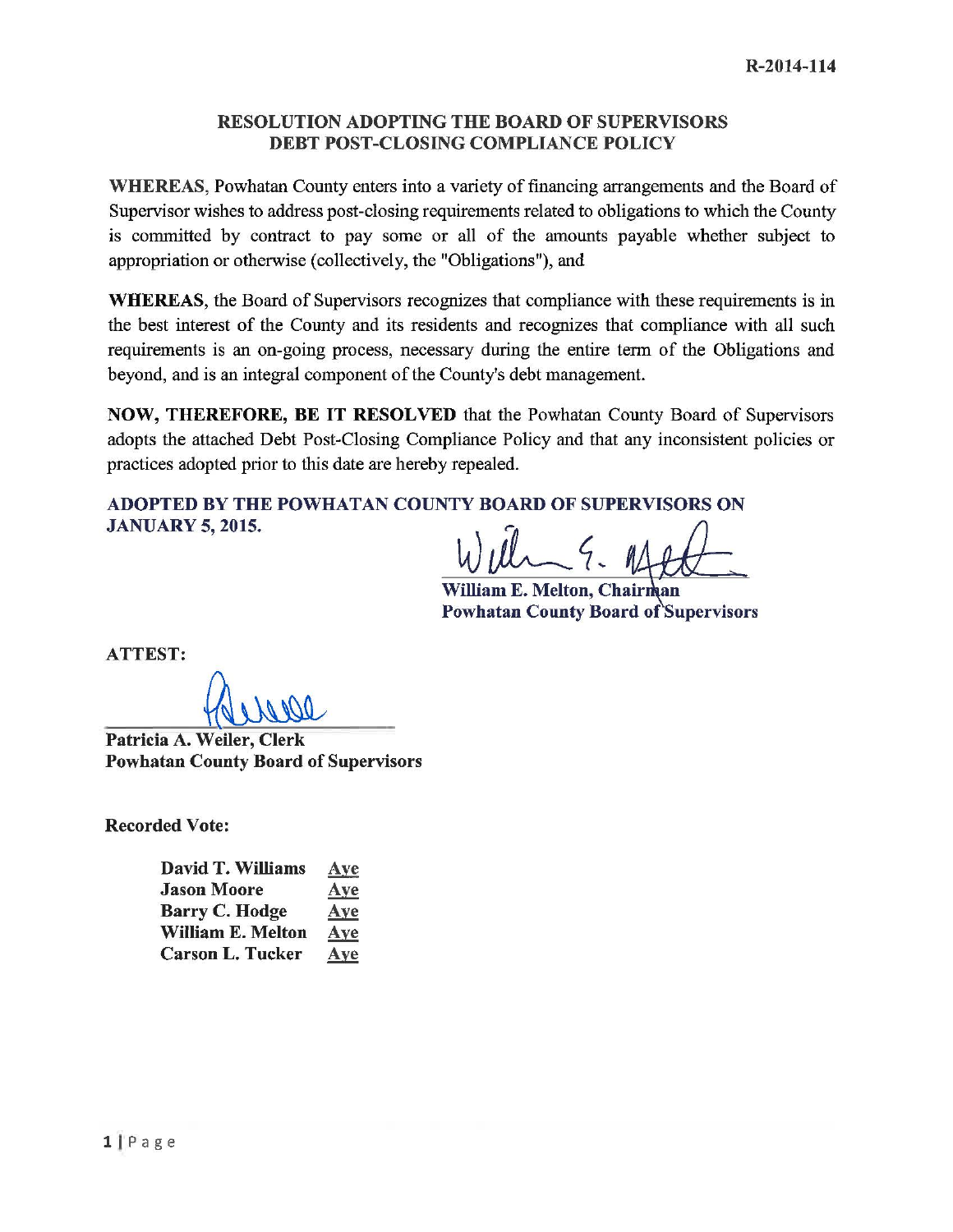R-2014-114

# RESOLUTION ADOPTING THE BOARD OF SUPERVISORS DEBT POST-CLOSING COMPLIANCE POLICY

**WHEREAS**, Powhatan County enters into a variety of financing arrangements and the Board of Supervisor wishes to address post-closing requirements related to obligations to which the County is committed by contract to pay some or all of the amounts payable whether subject to appropriation or otherwise (collectively, the "Obligations"), and

**WHEREAS**, the Board of Supervisors recognizes that compliance with these requirements is in the best interest of the County and its residents and recognizes that compliance with all such requirements is an on-going process, necessary during the entire term of the Obligations and beyond, and is an integral component of the County's debt management.

**NOW, THEREFORE, BE IT RESOLVED** that the Powhatan County Board of Supervisors adopts the attached Debt Post-Closing Compliance Policy and that any inconsistent policies or practices adopted prior to this date are hereby repealed.

**ADOPTED BY THE POWHATAN COUNTY BOARD OF SUPERVISORS ON JANUARY 5, 2015.**

**William E. Melton, Chairman**
**Powhatan County Board of Supervisors**

**ATTEST:**

**Patricia A. Weiler, Clerk**
**Powhatan County Board of Supervisors**

**Recorded Vote:**

| | |
|---|---|
| **David T. Williams** | Aye |
| **Jason Moore** | Aye |
| **Barry C. Hodge** | Aye |
| **William E. Melton** | Aye |
| **Carson L. Tucker** | Aye |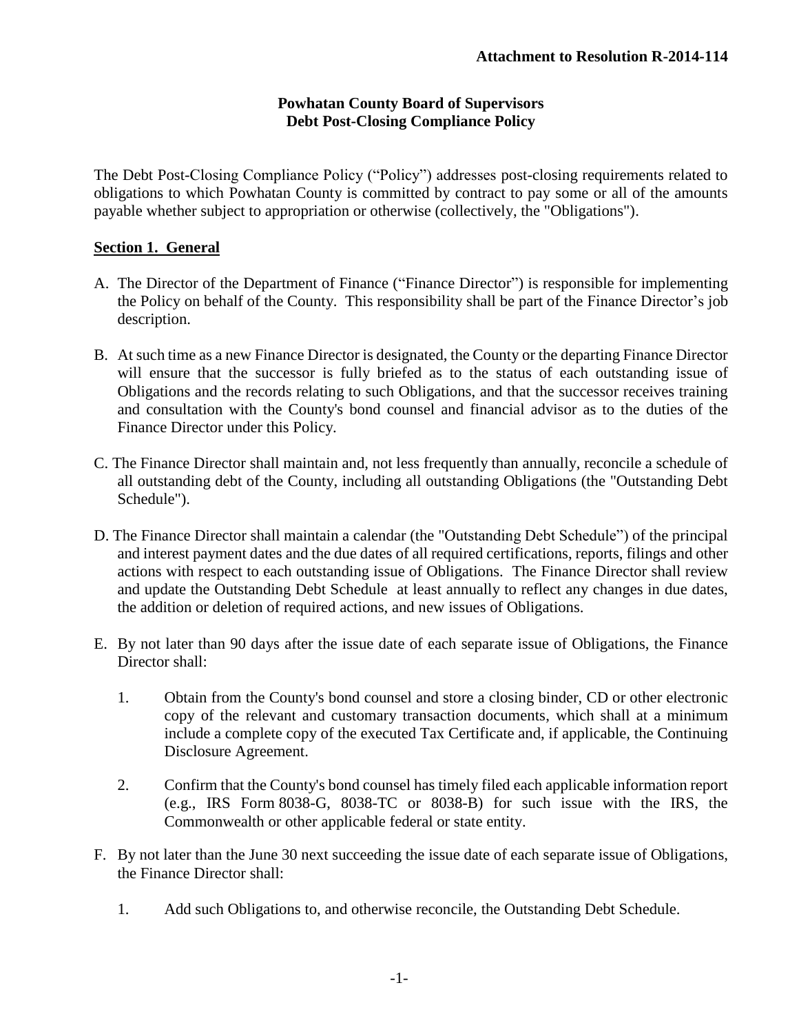**Attachment to Resolution R-2014-114**

**Powhatan County Board of Supervisors**
**Debt Post-Closing Compliance Policy**

The Debt Post-Closing Compliance Policy ("Policy") addresses post-closing requirements related to obligations to which Powhatan County is committed by contract to pay some or all of the amounts payable whether subject to appropriation or otherwise (collectively, the "Obligations").

## Section 1. General

A. The Director of the Department of Finance ("Finance Director") is responsible for implementing the Policy on behalf of the County. This responsibility shall be part of the Finance Director's job description.

B. At such time as a new Finance Director is designated, the County or the departing Finance Director will ensure that the successor is fully briefed as to the status of each outstanding issue of Obligations and the records relating to such Obligations, and that the successor receives training and consultation with the County's bond counsel and financial advisor as to the duties of the Finance Director under this Policy.

C. The Finance Director shall maintain and, not less frequently than annually, reconcile a schedule of all outstanding debt of the County, including all outstanding Obligations (the "Outstanding Debt Schedule").

D. The Finance Director shall maintain a calendar (the "Outstanding Debt Schedule") of the principal and interest payment dates and the due dates of all required certifications, reports, filings and other actions with respect to each outstanding issue of Obligations. The Finance Director shall review and update the Outstanding Debt Schedule at least annually to reflect any changes in due dates, the addition or deletion of required actions, and new issues of Obligations.

E. By not later than 90 days after the issue date of each separate issue of Obligations, the Finance Director shall:

   1. Obtain from the County's bond counsel and store a closing binder, CD or other electronic copy of the relevant and customary transaction documents, which shall at a minimum include a complete copy of the executed Tax Certificate and, if applicable, the Continuing Disclosure Agreement.

   2. Confirm that the County's bond counsel has timely filed each applicable information report (e.g., IRS Form 8038-G, 8038-TC or 8038-B) for such issue with the IRS, the Commonwealth or other applicable federal or state entity.

F. By not later than the June 30 next succeeding the issue date of each separate issue of Obligations, the Finance Director shall:

   1. Add such Obligations to, and otherwise reconcile, the Outstanding Debt Schedule.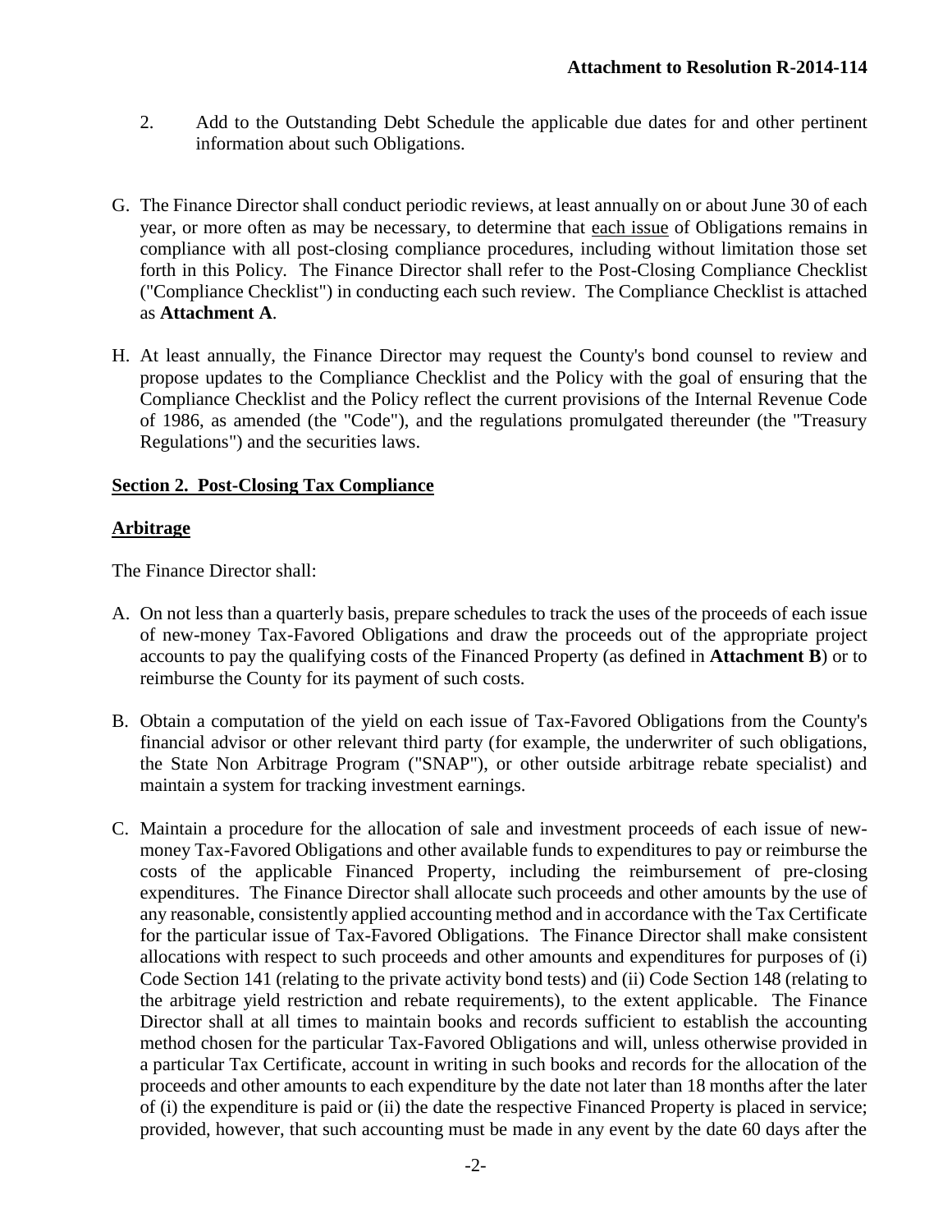2. Add to the Outstanding Debt Schedule the applicable due dates for and other pertinent information about such Obligations.

G. The Finance Director shall conduct periodic reviews, at least annually on or about June 30 of each year, or more often as may be necessary, to determine that each issue of Obligations remains in compliance with all post-closing compliance procedures, including without limitation those set forth in this Policy. The Finance Director shall refer to the Post-Closing Compliance Checklist ("Compliance Checklist") in conducting each such review. The Compliance Checklist is attached as **Attachment A**.

H. At least annually, the Finance Director may request the County's bond counsel to review and propose updates to the Compliance Checklist and the Policy with the goal of ensuring that the Compliance Checklist and the Policy reflect the current provisions of the Internal Revenue Code of 1986, as amended (the "Code"), and the regulations promulgated thereunder (the "Treasury Regulations") and the securities laws.

**Section 2. Post-Closing Tax Compliance**

**Arbitrage**

The Finance Director shall:

A. On not less than a quarterly basis, prepare schedules to track the uses of the proceeds of each issue of new-money Tax-Favored Obligations and draw the proceeds out of the appropriate project accounts to pay the qualifying costs of the Financed Property (as defined in **Attachment B**) or to reimburse the County for its payment of such costs.

B. Obtain a computation of the yield on each issue of Tax-Favored Obligations from the County's financial advisor or other relevant third party (for example, the underwriter of such obligations, the State Non Arbitrage Program ("SNAP"), or other outside arbitrage rebate specialist) and maintain a system for tracking investment earnings.

C. Maintain a procedure for the allocation of sale and investment proceeds of each issue of new-money Tax-Favored Obligations and other available funds to expenditures to pay or reimburse the costs of the applicable Financed Property, including the reimbursement of pre-closing expenditures. The Finance Director shall allocate such proceeds and other amounts by the use of any reasonable, consistently applied accounting method and in accordance with the Tax Certificate for the particular issue of Tax-Favored Obligations. The Finance Director shall make consistent allocations with respect to such proceeds and other amounts and expenditures for purposes of (i) Code Section 141 (relating to the private activity bond tests) and (ii) Code Section 148 (relating to the arbitrage yield restriction and rebate requirements), to the extent applicable. The Finance Director shall at all times to maintain books and records sufficient to establish the accounting method chosen for the particular Tax-Favored Obligations and will, unless otherwise provided in a particular Tax Certificate, account in writing in such books and records for the allocation of the proceeds and other amounts to each expenditure by the date not later than 18 months after the later of (i) the expenditure is paid or (ii) the date the respective Financed Property is placed in service; provided, however, that such accounting must be made in any event by the date 60 days after the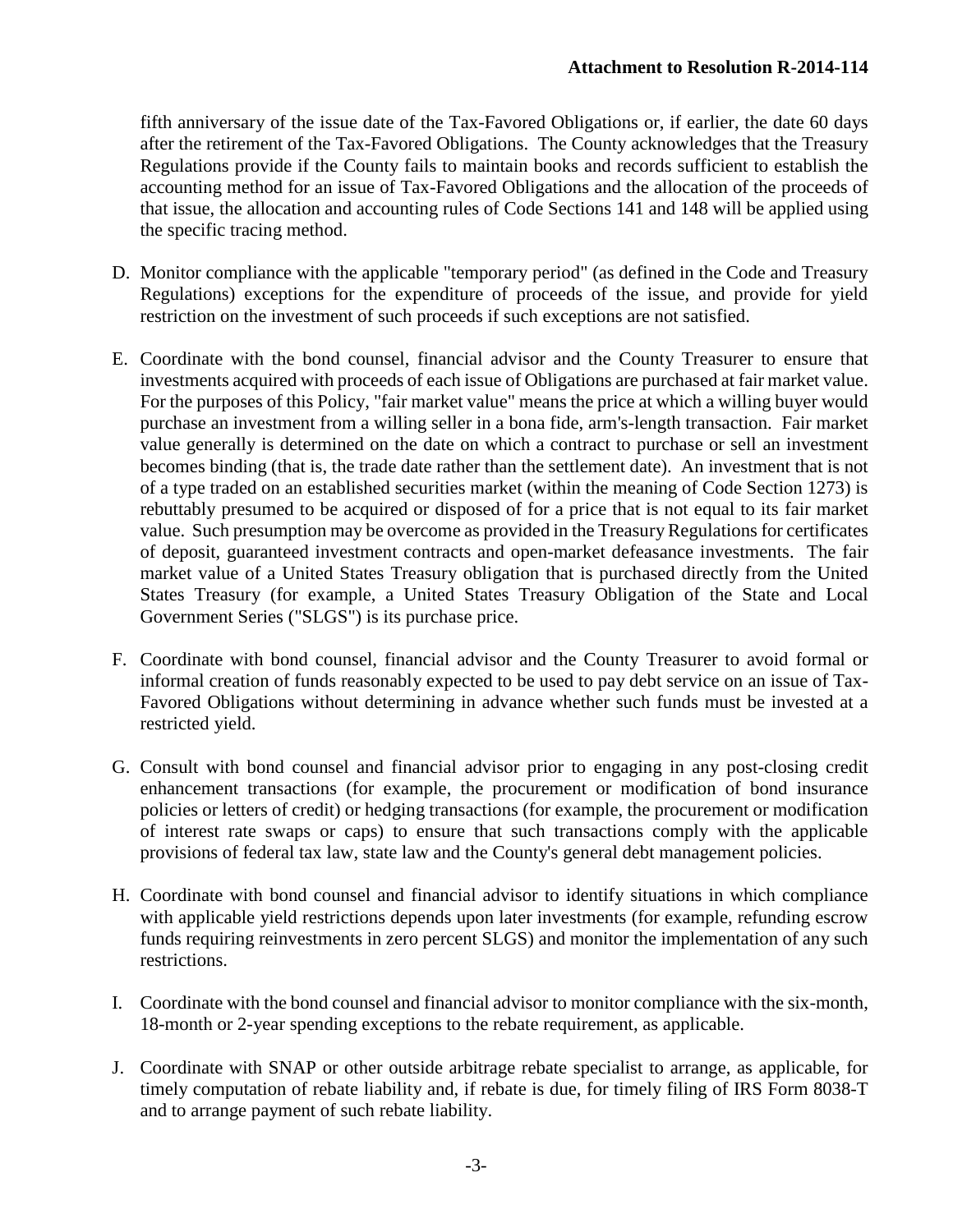fifth anniversary of the issue date of the Tax-Favored Obligations or, if earlier, the date 60 days after the retirement of the Tax-Favored Obligations. The County acknowledges that the Treasury Regulations provide if the County fails to maintain books and records sufficient to establish the accounting method for an issue of Tax-Favored Obligations and the allocation of the proceeds of that issue, the allocation and accounting rules of Code Sections 141 and 148 will be applied using the specific tracing method.

D. Monitor compliance with the applicable "temporary period" (as defined in the Code and Treasury Regulations) exceptions for the expenditure of proceeds of the issue, and provide for yield restriction on the investment of such proceeds if such exceptions are not satisfied.

E. Coordinate with the bond counsel, financial advisor and the County Treasurer to ensure that investments acquired with proceeds of each issue of Obligations are purchased at fair market value. For the purposes of this Policy, "fair market value" means the price at which a willing buyer would purchase an investment from a willing seller in a bona fide, arm's-length transaction. Fair market value generally is determined on the date on which a contract to purchase or sell an investment becomes binding (that is, the trade date rather than the settlement date). An investment that is not of a type traded on an established securities market (within the meaning of Code Section 1273) is rebuttably presumed to be acquired or disposed of for a price that is not equal to its fair market value. Such presumption may be overcome as provided in the Treasury Regulations for certificates of deposit, guaranteed investment contracts and open-market defeasance investments. The fair market value of a United States Treasury obligation that is purchased directly from the United States Treasury (for example, a United States Treasury Obligation of the State and Local Government Series ("SLGS") is its purchase price.

F. Coordinate with bond counsel, financial advisor and the County Treasurer to avoid formal or informal creation of funds reasonably expected to be used to pay debt service on an issue of Tax-Favored Obligations without determining in advance whether such funds must be invested at a restricted yield.

G. Consult with bond counsel and financial advisor prior to engaging in any post-closing credit enhancement transactions (for example, the procurement or modification of bond insurance policies or letters of credit) or hedging transactions (for example, the procurement or modification of interest rate swaps or caps) to ensure that such transactions comply with the applicable provisions of federal tax law, state law and the County's general debt management policies.

H. Coordinate with bond counsel and financial advisor to identify situations in which compliance with applicable yield restrictions depends upon later investments (for example, refunding escrow funds requiring reinvestments in zero percent SLGS) and monitor the implementation of any such restrictions.

I. Coordinate with the bond counsel and financial advisor to monitor compliance with the six-month, 18-month or 2-year spending exceptions to the rebate requirement, as applicable.

J. Coordinate with SNAP or other outside arbitrage rebate specialist to arrange, as applicable, for timely computation of rebate liability and, if rebate is due, for timely filing of IRS Form 8038-T and to arrange payment of such rebate liability.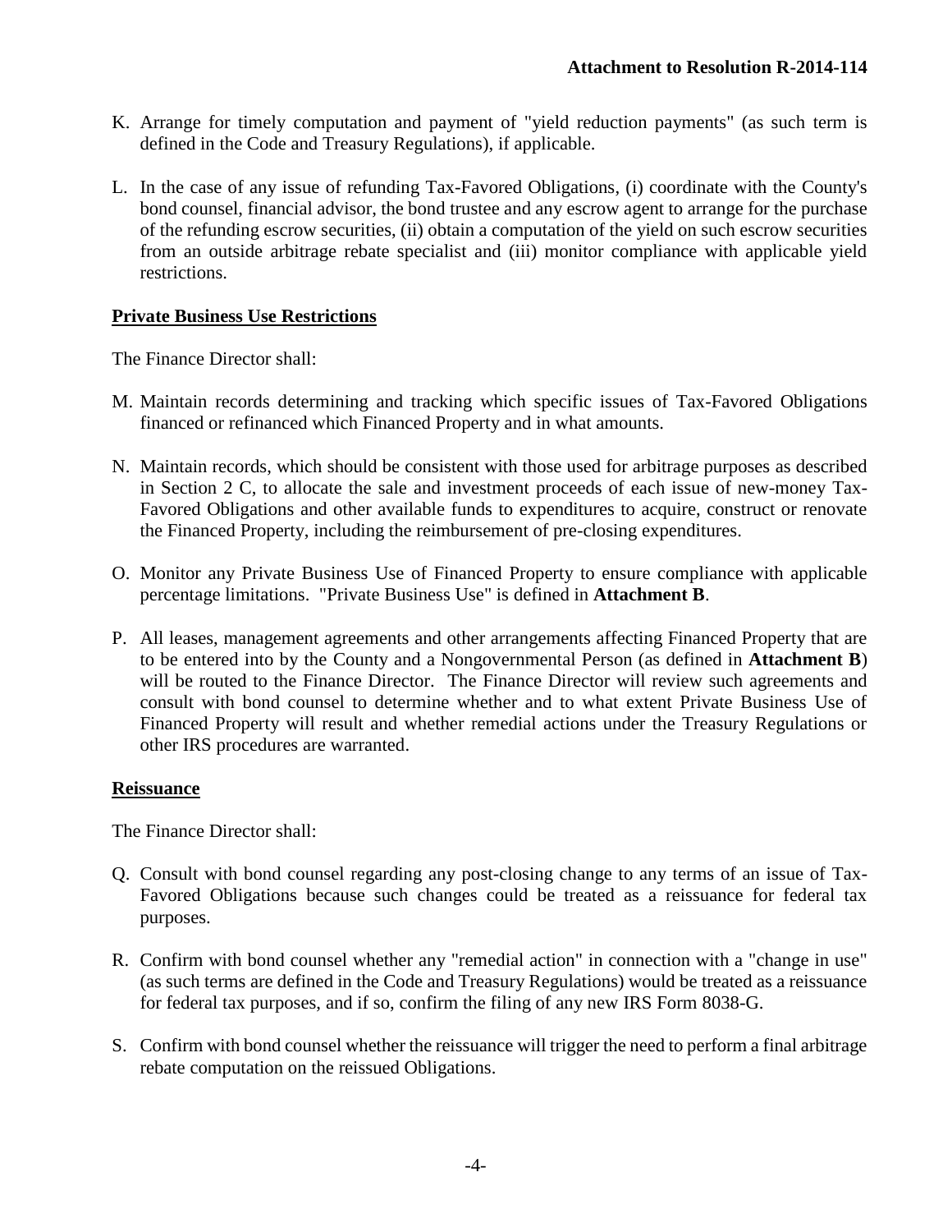K. Arrange for timely computation and payment of "yield reduction payments" (as such term is defined in the Code and Treasury Regulations), if applicable.

L. In the case of any issue of refunding Tax-Favored Obligations, (i) coordinate with the County's bond counsel, financial advisor, the bond trustee and any escrow agent to arrange for the purchase of the refunding escrow securities, (ii) obtain a computation of the yield on such escrow securities from an outside arbitrage rebate specialist and (iii) monitor compliance with applicable yield restrictions.

**Private Business Use Restrictions**

The Finance Director shall:

M. Maintain records determining and tracking which specific issues of Tax-Favored Obligations financed or refinanced which Financed Property and in what amounts.

N. Maintain records, which should be consistent with those used for arbitrage purposes as described in Section 2 C, to allocate the sale and investment proceeds of each issue of new-money Tax-Favored Obligations and other available funds to expenditures to acquire, construct or renovate the Financed Property, including the reimbursement of pre-closing expenditures.

O. Monitor any Private Business Use of Financed Property to ensure compliance with applicable percentage limitations. "Private Business Use" is defined in **Attachment B**.

P. All leases, management agreements and other arrangements affecting Financed Property that are to be entered into by the County and a Nongovernmental Person (as defined in **Attachment B**) will be routed to the Finance Director. The Finance Director will review such agreements and consult with bond counsel to determine whether and to what extent Private Business Use of Financed Property will result and whether remedial actions under the Treasury Regulations or other IRS procedures are warranted.

**Reissuance**

The Finance Director shall:

Q. Consult with bond counsel regarding any post-closing change to any terms of an issue of Tax-Favored Obligations because such changes could be treated as a reissuance for federal tax purposes.

R. Confirm with bond counsel whether any "remedial action" in connection with a "change in use" (as such terms are defined in the Code and Treasury Regulations) would be treated as a reissuance for federal tax purposes, and if so, confirm the filing of any new IRS Form 8038-G.

S. Confirm with bond counsel whether the reissuance will trigger the need to perform a final arbitrage rebate computation on the reissued Obligations.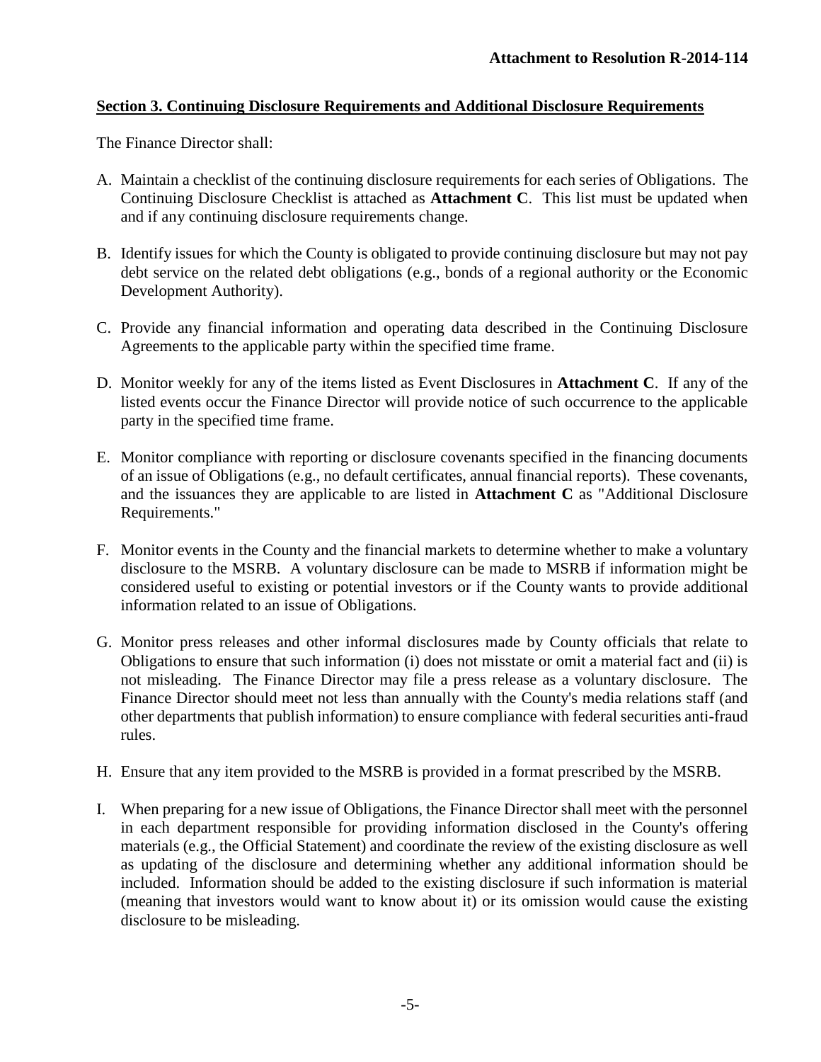**Attachment to Resolution R-2014-114**

## Section 3. Continuing Disclosure Requirements and Additional Disclosure Requirements

The Finance Director shall:

A. Maintain a checklist of the continuing disclosure requirements for each series of Obligations. The Continuing Disclosure Checklist is attached as **Attachment C**. This list must be updated when and if any continuing disclosure requirements change.

B. Identify issues for which the County is obligated to provide continuing disclosure but may not pay debt service on the related debt obligations (e.g., bonds of a regional authority or the Economic Development Authority).

C. Provide any financial information and operating data described in the Continuing Disclosure Agreements to the applicable party within the specified time frame.

D. Monitor weekly for any of the items listed as Event Disclosures in **Attachment C**. If any of the listed events occur the Finance Director will provide notice of such occurrence to the applicable party in the specified time frame.

E. Monitor compliance with reporting or disclosure covenants specified in the financing documents of an issue of Obligations (e.g., no default certificates, annual financial reports). These covenants, and the issuances they are applicable to are listed in **Attachment C** as "Additional Disclosure Requirements."

F. Monitor events in the County and the financial markets to determine whether to make a voluntary disclosure to the MSRB. A voluntary disclosure can be made to MSRB if information might be considered useful to existing or potential investors or if the County wants to provide additional information related to an issue of Obligations.

G. Monitor press releases and other informal disclosures made by County officials that relate to Obligations to ensure that such information (i) does not misstate or omit a material fact and (ii) is not misleading. The Finance Director may file a press release as a voluntary disclosure. The Finance Director should meet not less than annually with the County's media relations staff (and other departments that publish information) to ensure compliance with federal securities anti-fraud rules.

H. Ensure that any item provided to the MSRB is provided in a format prescribed by the MSRB.

I. When preparing for a new issue of Obligations, the Finance Director shall meet with the personnel in each department responsible for providing information disclosed in the County's offering materials (e.g., the Official Statement) and coordinate the review of the existing disclosure as well as updating of the disclosure and determining whether any additional information should be included. Information should be added to the existing disclosure if such information is material (meaning that investors would want to know about it) or its omission would cause the existing disclosure to be misleading.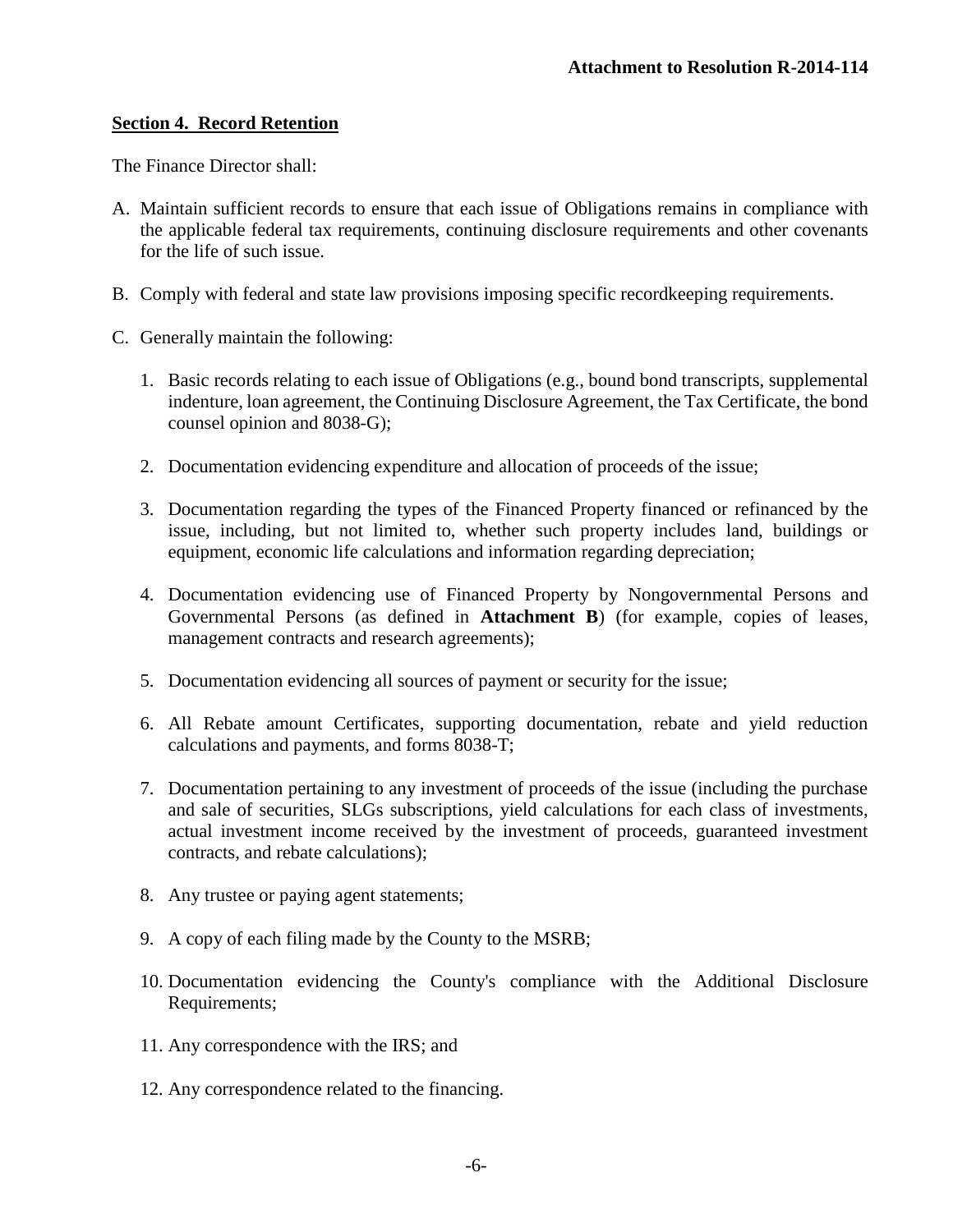## Section 4. Record Retention

The Finance Director shall:

A. Maintain sufficient records to ensure that each issue of Obligations remains in compliance with the applicable federal tax requirements, continuing disclosure requirements and other covenants for the life of such issue.

B. Comply with federal and state law provisions imposing specific recordkeeping requirements.

C. Generally maintain the following:

   1. Basic records relating to each issue of Obligations (e.g., bound bond transcripts, supplemental indenture, loan agreement, the Continuing Disclosure Agreement, the Tax Certificate, the bond counsel opinion and 8038-G);

   2. Documentation evidencing expenditure and allocation of proceeds of the issue;

   3. Documentation regarding the types of the Financed Property financed or refinanced by the issue, including, but not limited to, whether such property includes land, buildings or equipment, economic life calculations and information regarding depreciation;

   4. Documentation evidencing use of Financed Property by Nongovernmental Persons and Governmental Persons (as defined in **Attachment B**) (for example, copies of leases, management contracts and research agreements);

   5. Documentation evidencing all sources of payment or security for the issue;

   6. All Rebate amount Certificates, supporting documentation, rebate and yield reduction calculations and payments, and forms 8038-T;

   7. Documentation pertaining to any investment of proceeds of the issue (including the purchase and sale of securities, SLGs subscriptions, yield calculations for each class of investments, actual investment income received by the investment of proceeds, guaranteed investment contracts, and rebate calculations);

   8. Any trustee or paying agent statements;

   9. A copy of each filing made by the County to the MSRB;

   10. Documentation evidencing the County's compliance with the Additional Disclosure Requirements;

   11. Any correspondence with the IRS; and

   12. Any correspondence related to the financing.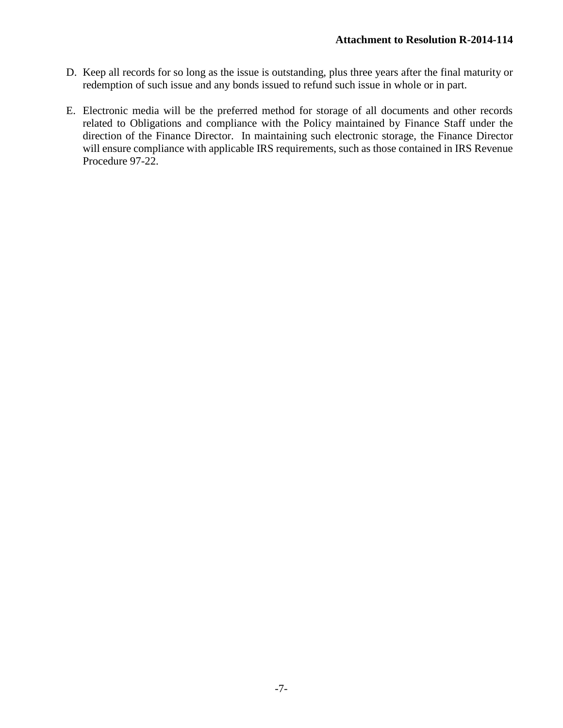D. Keep all records for so long as the issue is outstanding, plus three years after the final maturity or redemption of such issue and any bonds issued to refund such issue in whole or in part.

E. Electronic media will be the preferred method for storage of all documents and other records related to Obligations and compliance with the Policy maintained by Finance Staff under the direction of the Finance Director. In maintaining such electronic storage, the Finance Director will ensure compliance with applicable IRS requirements, such as those contained in IRS Revenue Procedure 97-22.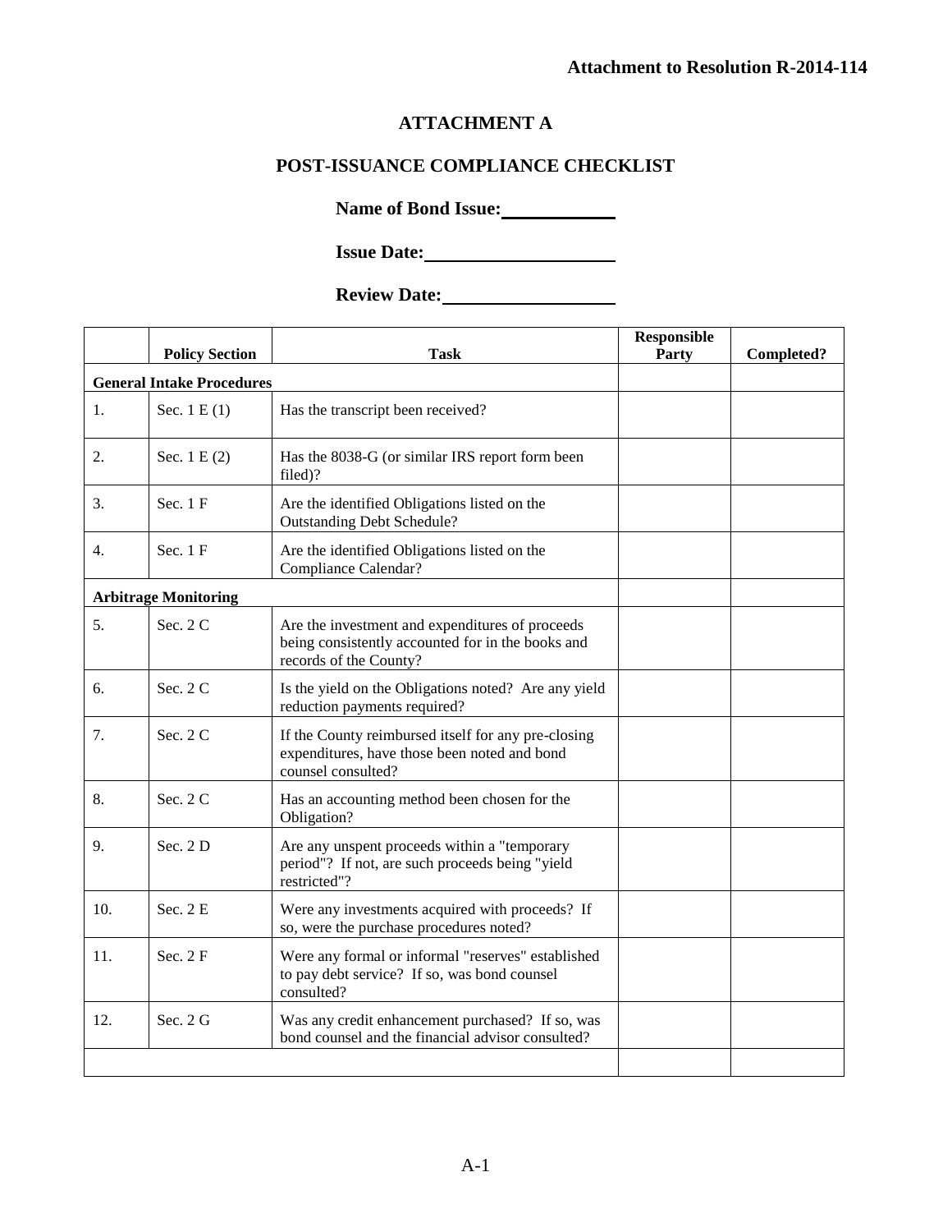**Attachment to Resolution R-2014-114**

# ATTACHMENT A

## POST-ISSUANCE COMPLIANCE CHECKLIST

**Name of Bond Issue:** ____________

**Issue Date:** ____________________

**Review Date:** __________________

| | Policy Section | Task | Responsible Party | Completed? |
|---|---|---|---|---|
| **General Intake Procedures** | | | | |
| 1. | Sec. 1 E (1) | Has the transcript been received? | | |
| 2. | Sec. 1 E (2) | Has the 8038-G (or similar IRS report form been filed)? | | |
| 3. | Sec. 1 F | Are the identified Obligations listed on the Outstanding Debt Schedule? | | |
| 4. | Sec. 1 F | Are the identified Obligations listed on the Compliance Calendar? | | |
| **Arbitrage Monitoring** | | | | |
| 5. | Sec. 2 C | Are the investment and expenditures of proceeds being consistently accounted for in the books and records of the County? | | |
| 6. | Sec. 2 C | Is the yield on the Obligations noted? Are any yield reduction payments required? | | |
| 7. | Sec. 2 C | If the County reimbursed itself for any pre-closing expenditures, have those been noted and bond counsel consulted? | | |
| 8. | Sec. 2 C | Has an accounting method been chosen for the Obligation? | | |
| 9. | Sec. 2 D | Are any unspent proceeds within a "temporary period"? If not, are such proceeds being "yield restricted"? | | |
| 10. | Sec. 2 E | Were any investments acquired with proceeds? If so, were the purchase procedures noted? | | |
| 11. | Sec. 2 F | Were any formal or informal "reserves" established to pay debt service? If so, was bond counsel consulted? | | |
| 12. | Sec. 2 G | Was any credit enhancement purchased? If so, was bond counsel and the financial advisor consulted? | | |
| | | | | |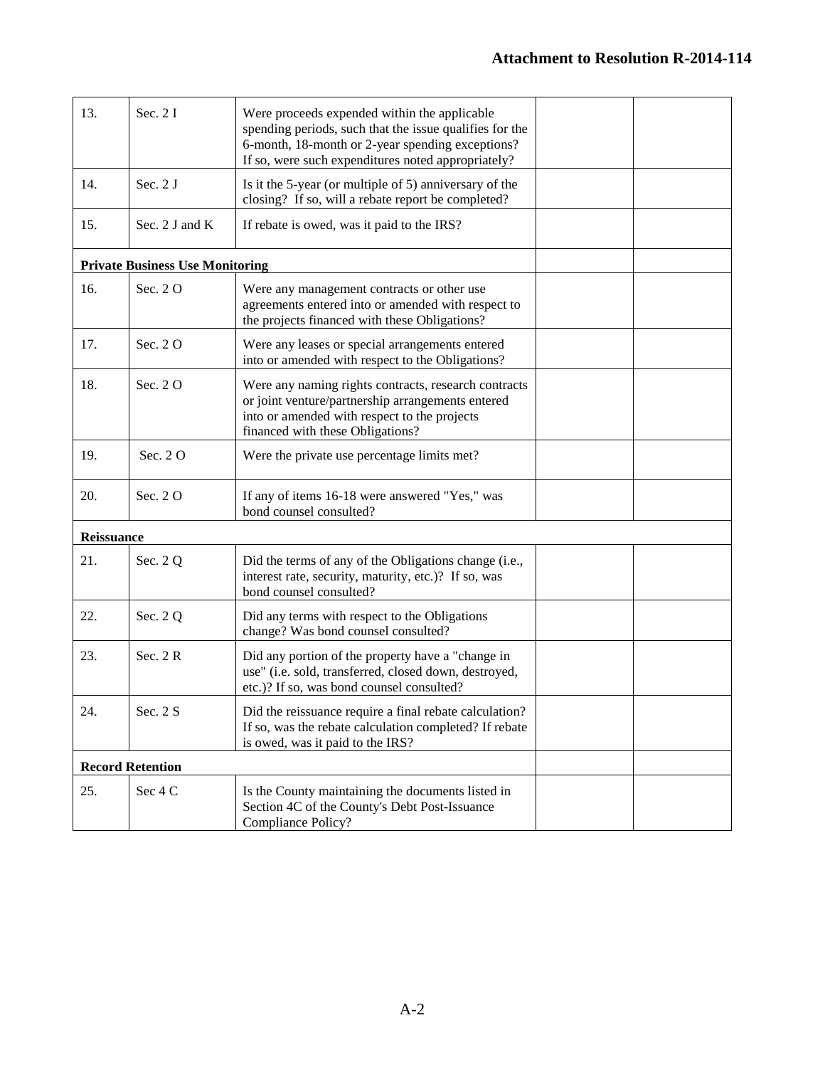**Attachment to Resolution R-2014-114**

| | | | | |
|---|---|---|---|---|
| 13. | Sec. 2 I | Were proceeds expended within the applicable spending periods, such that the issue qualifies for the 6-month, 18-month or 2-year spending exceptions? If so, were such expenditures noted appropriately? | | |
| 14. | Sec. 2 J | Is it the 5-year (or multiple of 5) anniversary of the closing? If so, will a rebate report be completed? | | |
| 15. | Sec. 2 J and K | If rebate is owed, was it paid to the IRS? | | |
| **Private Business Use Monitoring** | | | | |
| 16. | Sec. 2 O | Were any management contracts or other use agreements entered into or amended with respect to the projects financed with these Obligations? | | |
| 17. | Sec. 2 O | Were any leases or special arrangements entered into or amended with respect to the Obligations? | | |
| 18. | Sec. 2 O | Were any naming rights contracts, research contracts or joint venture/partnership arrangements entered into or amended with respect to the projects financed with these Obligations? | | |
| 19. | Sec. 2 O | Were the private use percentage limits met? | | |
| 20. | Sec. 2 O | If any of items 16-18 were answered "Yes," was bond counsel consulted? | | |
| **Reissuance** | | | | |
| 21. | Sec. 2 Q | Did the terms of any of the Obligations change (i.e., interest rate, security, maturity, etc.)? If so, was bond counsel consulted? | | |
| 22. | Sec. 2 Q | Did any terms with respect to the Obligations change? Was bond counsel consulted? | | |
| 23. | Sec. 2 R | Did any portion of the property have a "change in use" (i.e. sold, transferred, closed down, destroyed, etc.)? If so, was bond counsel consulted? | | |
| 24. | Sec. 2 S | Did the reissuance require a final rebate calculation? If so, was the rebate calculation completed? If rebate is owed, was it paid to the IRS? | | |
| **Record Retention** | | | | |
| 25. | Sec 4 C | Is the County maintaining the documents listed in Section 4C of the County's Debt Post-Issuance Compliance Policy? | | |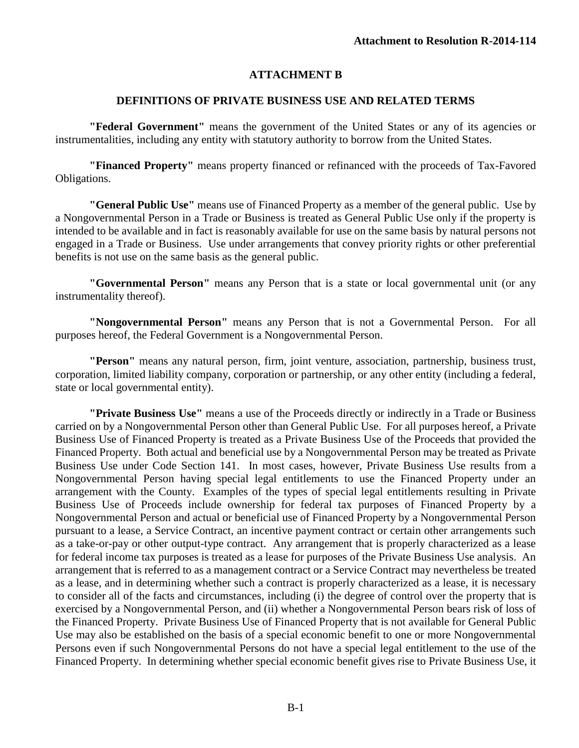**Attachment to Resolution R-2014-114**

# ATTACHMENT B

## DEFINITIONS OF PRIVATE BUSINESS USE AND RELATED TERMS

**"Federal Government"** means the government of the United States or any of its agencies or instrumentalities, including any entity with statutory authority to borrow from the United States.

**"Financed Property"** means property financed or refinanced with the proceeds of Tax-Favored Obligations.

**"General Public Use"** means use of Financed Property as a member of the general public. Use by a Nongovernmental Person in a Trade or Business is treated as General Public Use only if the property is intended to be available and in fact is reasonably available for use on the same basis by natural persons not engaged in a Trade or Business. Use under arrangements that convey priority rights or other preferential benefits is not use on the same basis as the general public.

**"Governmental Person"** means any Person that is a state or local governmental unit (or any instrumentality thereof).

**"Nongovernmental Person"** means any Person that is not a Governmental Person. For all purposes hereof, the Federal Government is a Nongovernmental Person.

**"Person"** means any natural person, firm, joint venture, association, partnership, business trust, corporation, limited liability company, corporation or partnership, or any other entity (including a federal, state or local governmental entity).

**"Private Business Use"** means a use of the Proceeds directly or indirectly in a Trade or Business carried on by a Nongovernmental Person other than General Public Use. For all purposes hereof, a Private Business Use of Financed Property is treated as a Private Business Use of the Proceeds that provided the Financed Property. Both actual and beneficial use by a Nongovernmental Person may be treated as Private Business Use under Code Section 141. In most cases, however, Private Business Use results from a Nongovernmental Person having special legal entitlements to use the Financed Property under an arrangement with the County. Examples of the types of special legal entitlements resulting in Private Business Use of Proceeds include ownership for federal tax purposes of Financed Property by a Nongovernmental Person and actual or beneficial use of Financed Property by a Nongovernmental Person pursuant to a lease, a Service Contract, an incentive payment contract or certain other arrangements such as a take-or-pay or other output-type contract. Any arrangement that is properly characterized as a lease for federal income tax purposes is treated as a lease for purposes of the Private Business Use analysis. An arrangement that is referred to as a management contract or a Service Contract may nevertheless be treated as a lease, and in determining whether such a contract is properly characterized as a lease, it is necessary to consider all of the facts and circumstances, including (i) the degree of control over the property that is exercised by a Nongovernmental Person, and (ii) whether a Nongovernmental Person bears risk of loss of the Financed Property. Private Business Use of Financed Property that is not available for General Public Use may also be established on the basis of a special economic benefit to one or more Nongovernmental Persons even if such Nongovernmental Persons do not have a special legal entitlement to the use of the Financed Property. In determining whether special economic benefit gives rise to Private Business Use, it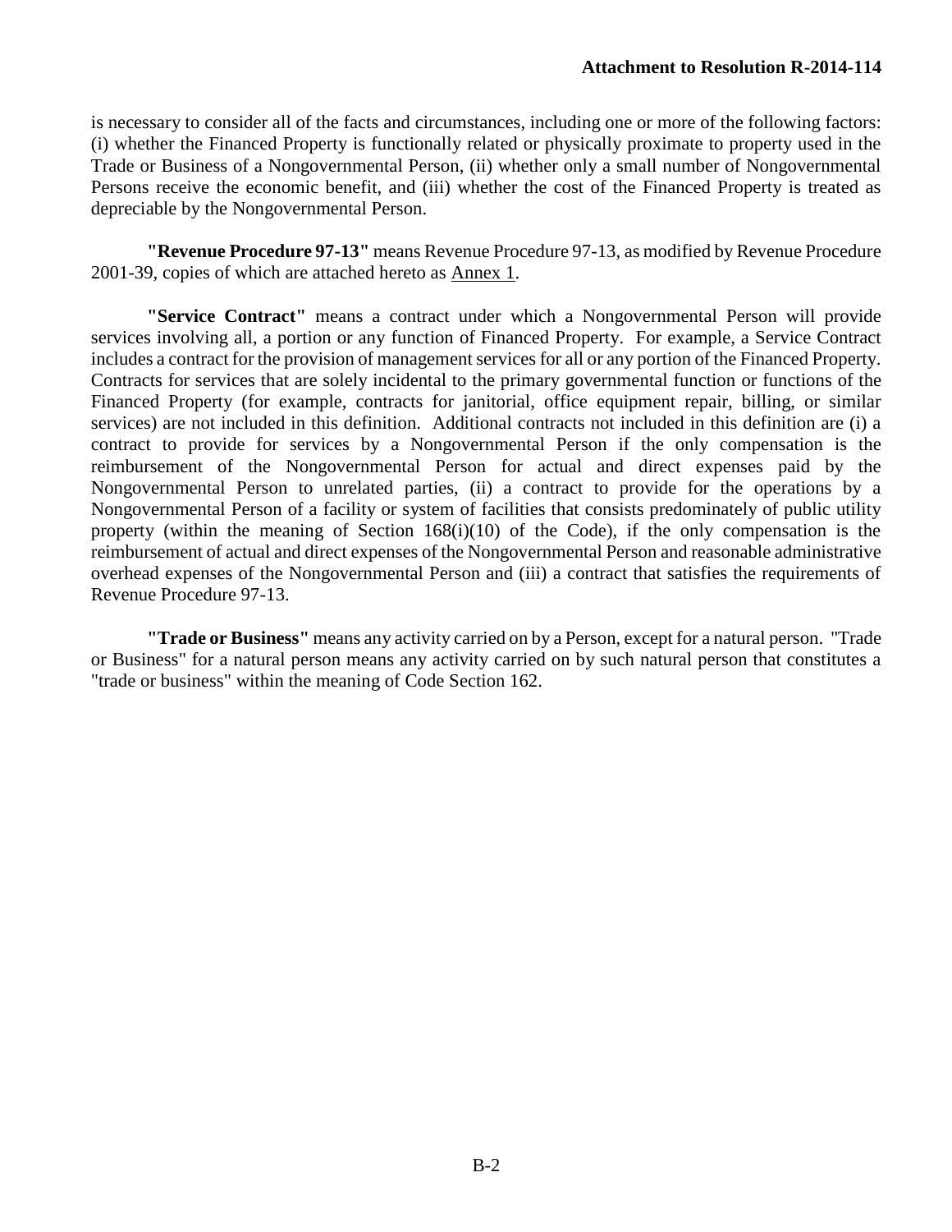is necessary to consider all of the facts and circumstances, including one or more of the following factors: (i) whether the Financed Property is functionally related or physically proximate to property used in the Trade or Business of a Nongovernmental Person, (ii) whether only a small number of Nongovernmental Persons receive the economic benefit, and (iii) whether the cost of the Financed Property is treated as depreciable by the Nongovernmental Person.

**"Revenue Procedure 97-13"** means Revenue Procedure 97-13, as modified by Revenue Procedure 2001-39, copies of which are attached hereto as Annex 1.

**"Service Contract"** means a contract under which a Nongovernmental Person will provide services involving all, a portion or any function of Financed Property. For example, a Service Contract includes a contract for the provision of management services for all or any portion of the Financed Property. Contracts for services that are solely incidental to the primary governmental function or functions of the Financed Property (for example, contracts for janitorial, office equipment repair, billing, or similar services) are not included in this definition. Additional contracts not included in this definition are (i) a contract to provide for services by a Nongovernmental Person if the only compensation is the reimbursement of the Nongovernmental Person for actual and direct expenses paid by the Nongovernmental Person to unrelated parties, (ii) a contract to provide for the operations by a Nongovernmental Person of a facility or system of facilities that consists predominately of public utility property (within the meaning of Section 168(i)(10) of the Code), if the only compensation is the reimbursement of actual and direct expenses of the Nongovernmental Person and reasonable administrative overhead expenses of the Nongovernmental Person and (iii) a contract that satisfies the requirements of Revenue Procedure 97-13.

**"Trade or Business"** means any activity carried on by a Person, except for a natural person. "Trade or Business" for a natural person means any activity carried on by such natural person that constitutes a "trade or business" within the meaning of Code Section 162.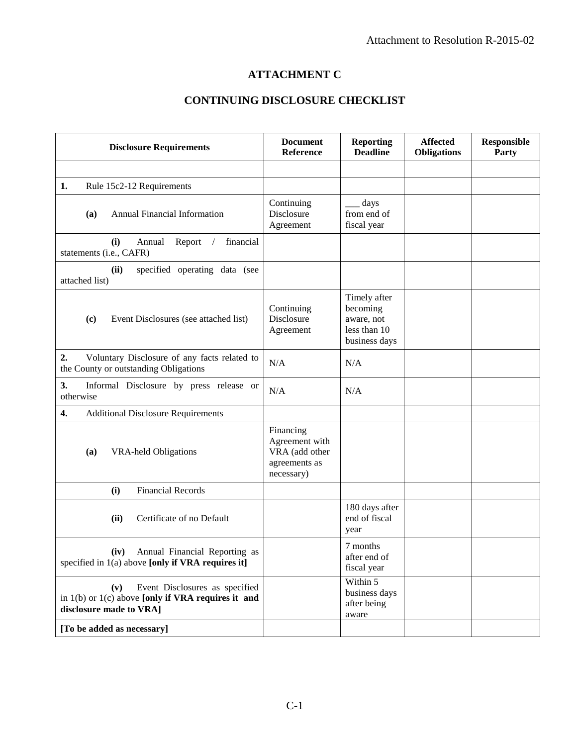Attachment to Resolution R-2015-02

# ATTACHMENT C

## CONTINUING DISCLOSURE CHECKLIST

| Disclosure Requirements | Document Reference | Reporting Deadline | Affected Obligations | Responsible Party |
|---|---|---|---|---|
| | | | | |
| **1.** Rule 15c2-12 Requirements | | | | |
| **(a)** Annual Financial Information | Continuing Disclosure Agreement | ___ days from end of fiscal year | | |
| **(i)** Annual Report / financial statements (i.e., CAFR) | | | | |
| **(ii)** specified operating data (see attached list) | | | | |
| **(c)** Event Disclosures (see attached list) | Continuing Disclosure Agreement | Timely after becoming aware, not less than 10 business days | | |
| **2.** Voluntary Disclosure of any facts related to the County or outstanding Obligations | N/A | N/A | | |
| **3.** Informal Disclosure by press release or otherwise | N/A | N/A | | |
| **4.** Additional Disclosure Requirements | | | | |
| **(a)** VRA-held Obligations | Financing Agreement with VRA (add other agreements as necessary) | | | |
| **(i)** Financial Records | | | | |
| **(ii)** Certificate of no Default | | 180 days after end of fiscal year | | |
| **(iv)** Annual Financial Reporting as specified in 1(a) above **[only if VRA requires it]** | | 7 months after end of fiscal year | | |
| **(v)** Event Disclosures as specified in 1(b) or 1(c) above **[only if VRA requires it and disclosure made to VRA]** | | Within 5 business days after being aware | | |
| **[To be added as necessary]** | | | | |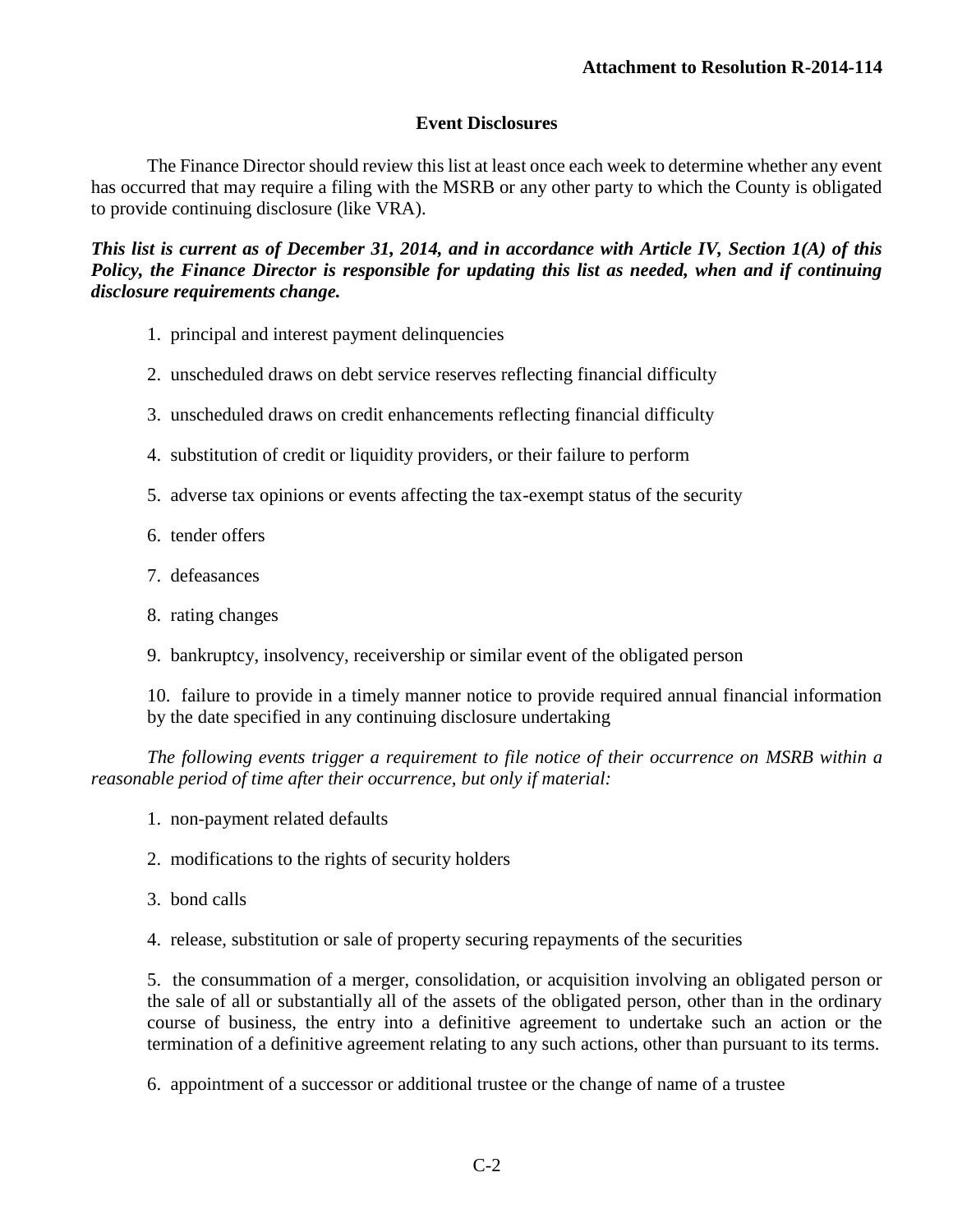**Attachment to Resolution R-2014-114**

## Event Disclosures

The Finance Director should review this list at least once each week to determine whether any event has occurred that may require a filing with the MSRB or any other party to which the County is obligated to provide continuing disclosure (like VRA).

***This list is current as of December 31, 2014, and in accordance with Article IV, Section 1(A) of this Policy, the Finance Director is responsible for updating this list as needed, when and if continuing disclosure requirements change.***

1. principal and interest payment delinquencies
2. unscheduled draws on debt service reserves reflecting financial difficulty
3. unscheduled draws on credit enhancements reflecting financial difficulty
4. substitution of credit or liquidity providers, or their failure to perform
5. adverse tax opinions or events affecting the tax-exempt status of the security
6. tender offers
7. defeasances
8. rating changes
9. bankruptcy, insolvency, receivership or similar event of the obligated person
10. failure to provide in a timely manner notice to provide required annual financial information by the date specified in any continuing disclosure undertaking

*The following events trigger a requirement to file notice of their occurrence on MSRB within a reasonable period of time after their occurrence, but only if material:*

1. non-payment related defaults
2. modifications to the rights of security holders
3. bond calls
4. release, substitution or sale of property securing repayments of the securities
5. the consummation of a merger, consolidation, or acquisition involving an obligated person or the sale of all or substantially all of the assets of the obligated person, other than in the ordinary course of business, the entry into a definitive agreement to undertake such an action or the termination of a definitive agreement relating to any such actions, other than pursuant to its terms.
6. appointment of a successor or additional trustee or the change of name of a trustee